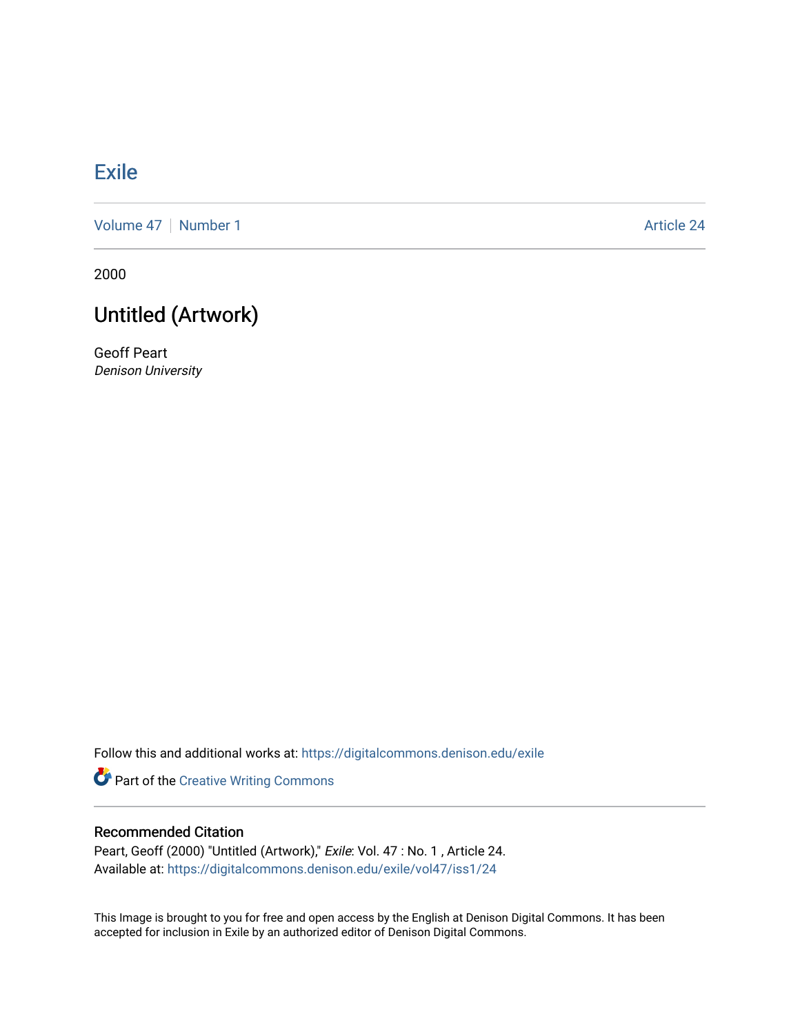# Exile

Volume 47 | Number 1 Article 24

2000

## Untitled (Artwork)

Geoff Peart
*Denison University*

Follow this and additional works at: https://digitalcommons.denison.edu/exile

Part of the Creative Writing Commons

### Recommended Citation

Peart, Geoff (2000) "Untitled (Artwork)," *Exile*: Vol. 47 : No. 1 , Article 24.
Available at: https://digitalcommons.denison.edu/exile/vol47/iss1/24

This Image is brought to you for free and open access by the English at Denison Digital Commons. It has been accepted for inclusion in Exile by an authorized editor of Denison Digital Commons.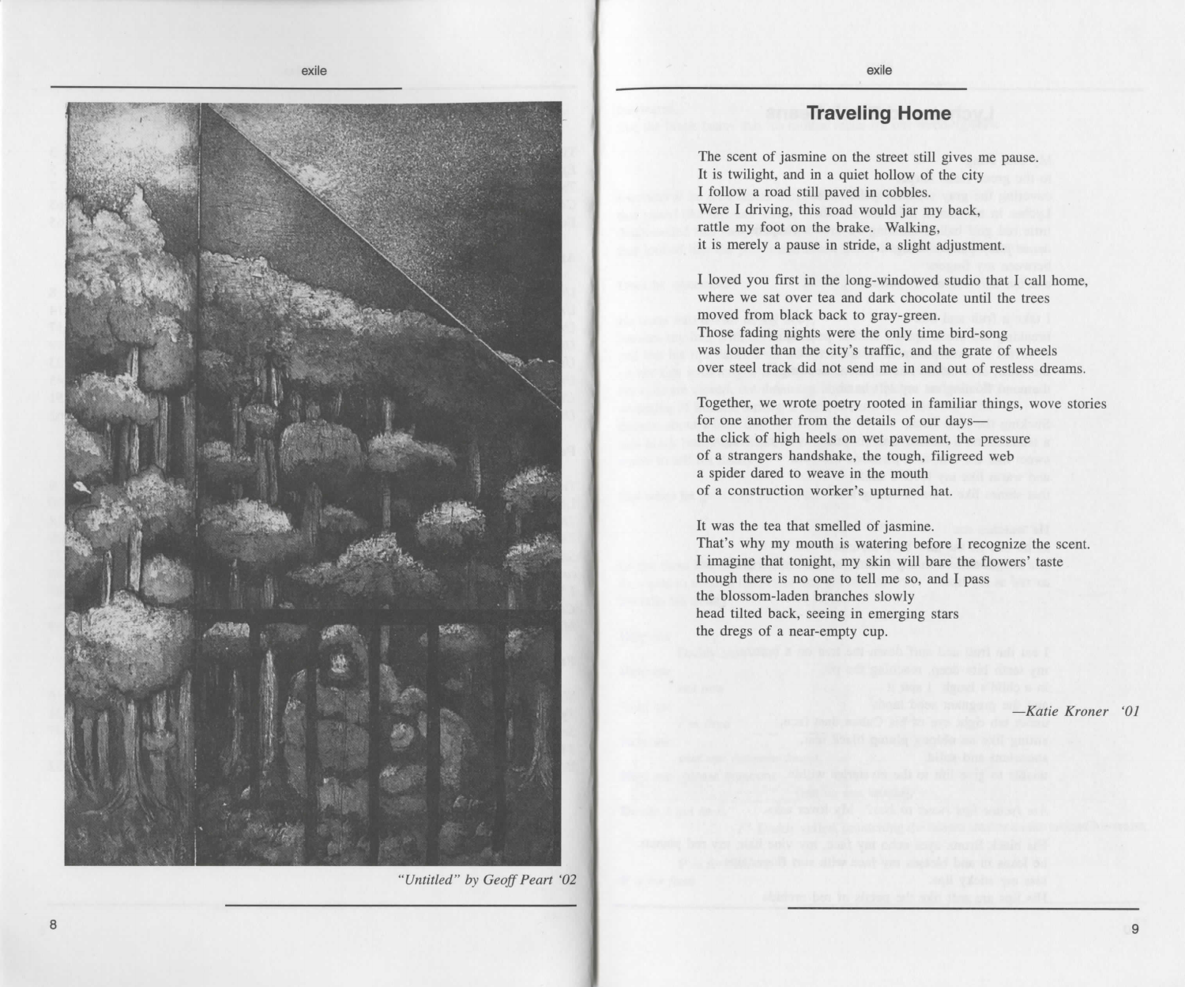"Untitled" by Geoff Peart '02

# Traveling Home

The scent of jasmine on the street still gives me pause.
It is twilight, and in a quiet hollow of the city
I follow a road still paved in cobbles.
Were I driving, this road would jar my back,
rattle my foot on the brake. Walking,
it is merely a pause in stride, a slight adjustment.

I loved you first in the long-windowed studio that I call home,
where we sat over tea and dark chocolate until the trees
moved from black back to gray-green.
Those fading nights were the only time bird-song
was louder than the city's traffic, and the grate of wheels
over steel track did not send me in and out of restless dreams.

Together, we wrote poetry rooted in familiar things, wove stories
for one another from the details of our days—
the click of high heels on wet pavement, the pressure
of a strangers handshake, the tough, filigreed web
a spider dared to weave in the mouth
of a construction worker's upturned hat.

It was the tea that smelled of jasmine.
That's why my mouth is watering before I recognize the scent.
I imagine that tonight, my skin will bare the flowers' taste
though there is no one to tell me so, and I pass
the blossom-laden branches slowly
head tilted back, seeing in emerging stars
the dregs of a near-empty cup.

*—Katie Kroner '01*